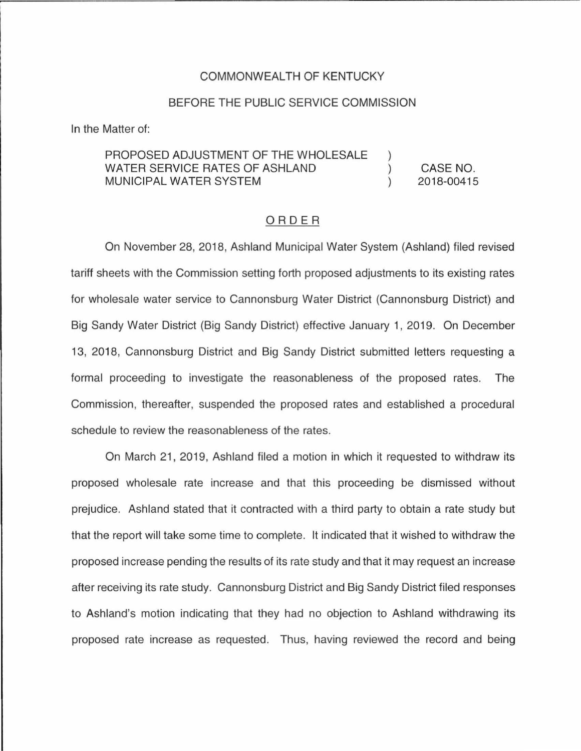COMMONWEALTH OF KENTUCKY

BEFORE THE PUBLIC SERVICE COMMISSION

In the Matter of:

| | | |
|---|---|---|
| PROPOSED ADJUSTMENT OF THE WHOLESALE WATER SERVICE RATES OF ASHLAND MUNICIPAL WATER SYSTEM | ) ) ) | CASE NO. 2018-00415 |

ORDER

On November 28, 2018, Ashland Municipal Water System (Ashland) filed revised tariff sheets with the Commission setting forth proposed adjustments to its existing rates for wholesale water service to Cannonsburg Water District (Cannonsburg District) and Big Sandy Water District (Big Sandy District) effective January 1, 2019. On December 13, 2018, Cannonsburg District and Big Sandy District submitted letters requesting a formal proceeding to investigate the reasonableness of the proposed rates. The Commission, thereafter, suspended the proposed rates and established a procedural schedule to review the reasonableness of the rates.

On March 21, 2019, Ashland filed a motion in which it requested to withdraw its proposed wholesale rate increase and that this proceeding be dismissed without prejudice. Ashland stated that it contracted with a third party to obtain a rate study but that the report will take some time to complete. It indicated that it wished to withdraw the proposed increase pending the results of its rate study and that it may request an increase after receiving its rate study. Cannonsburg District and Big Sandy District filed responses to Ashland's motion indicating that they had no objection to Ashland withdrawing its proposed rate increase as requested. Thus, having reviewed the record and being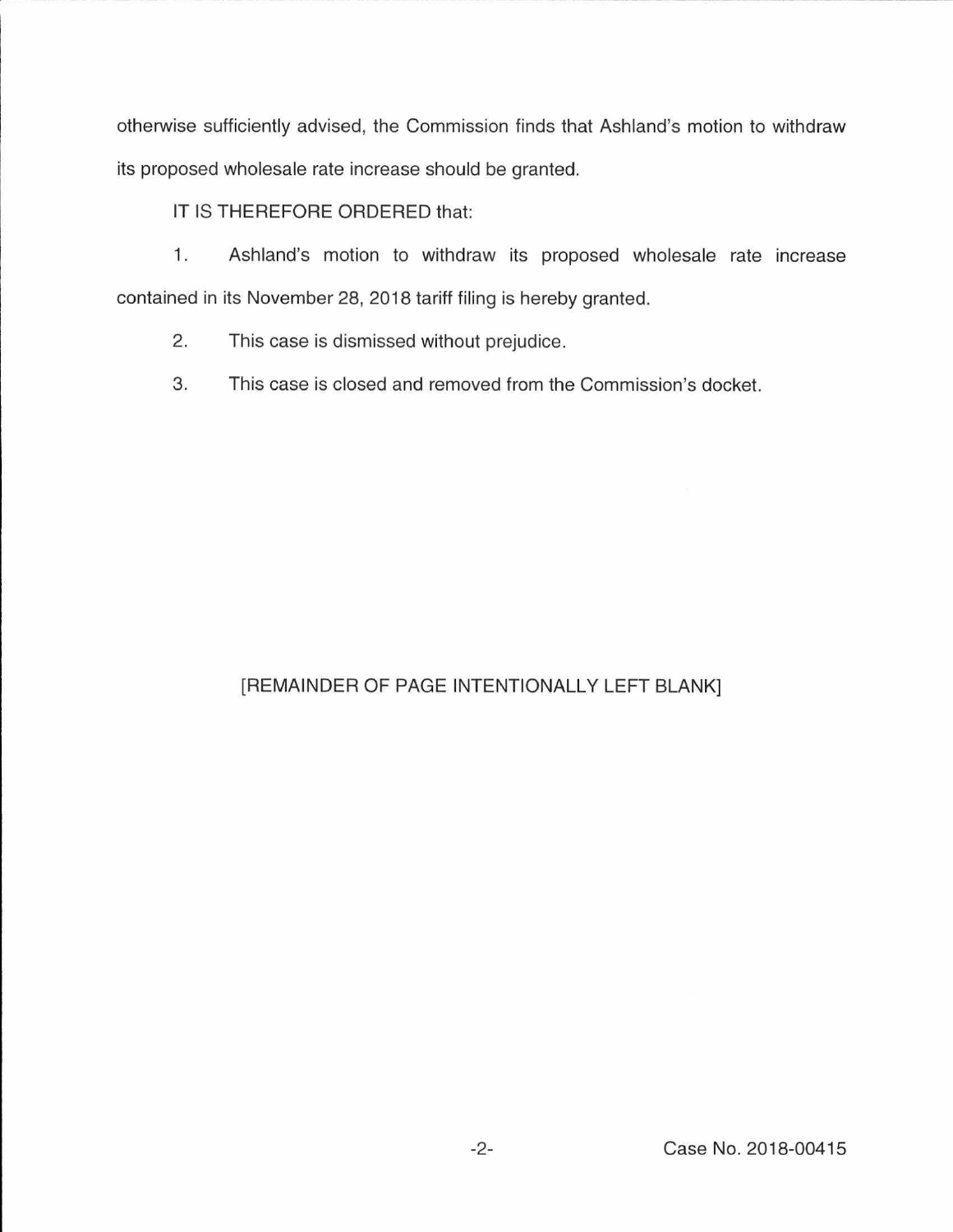otherwise sufficiently advised, the Commission finds that Ashland's motion to withdraw its proposed wholesale rate increase should be granted.

IT IS THEREFORE ORDERED that:

1. Ashland's motion to withdraw its proposed wholesale rate increase contained in its November 28, 2018 tariff filing is hereby granted.

2. This case is dismissed without prejudice.

3. This case is closed and removed from the Commission's docket.

[REMAINDER OF PAGE INTENTIONALLY LEFT BLANK]

Case No. 2018-00415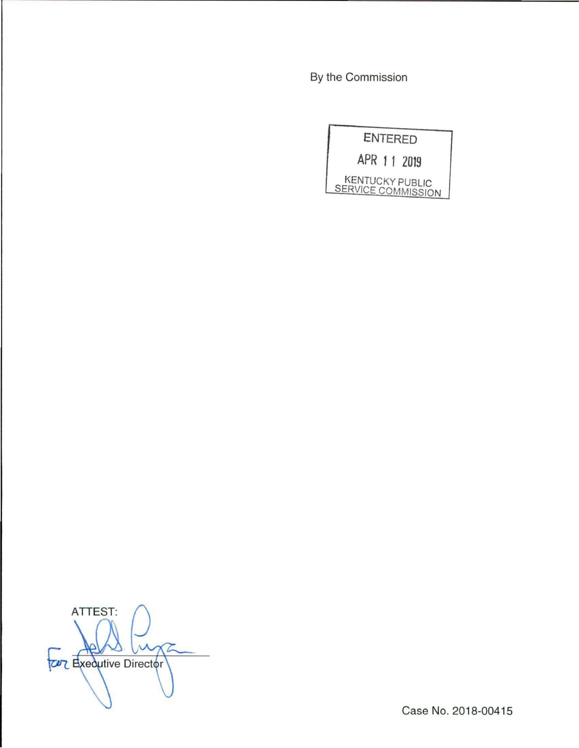By the Commission

ENTERED

APR 11 2019

KENTUCKY PUBLIC SERVICE COMMISSION

ATTEST:

For Executive Director

Case No. 2018-00415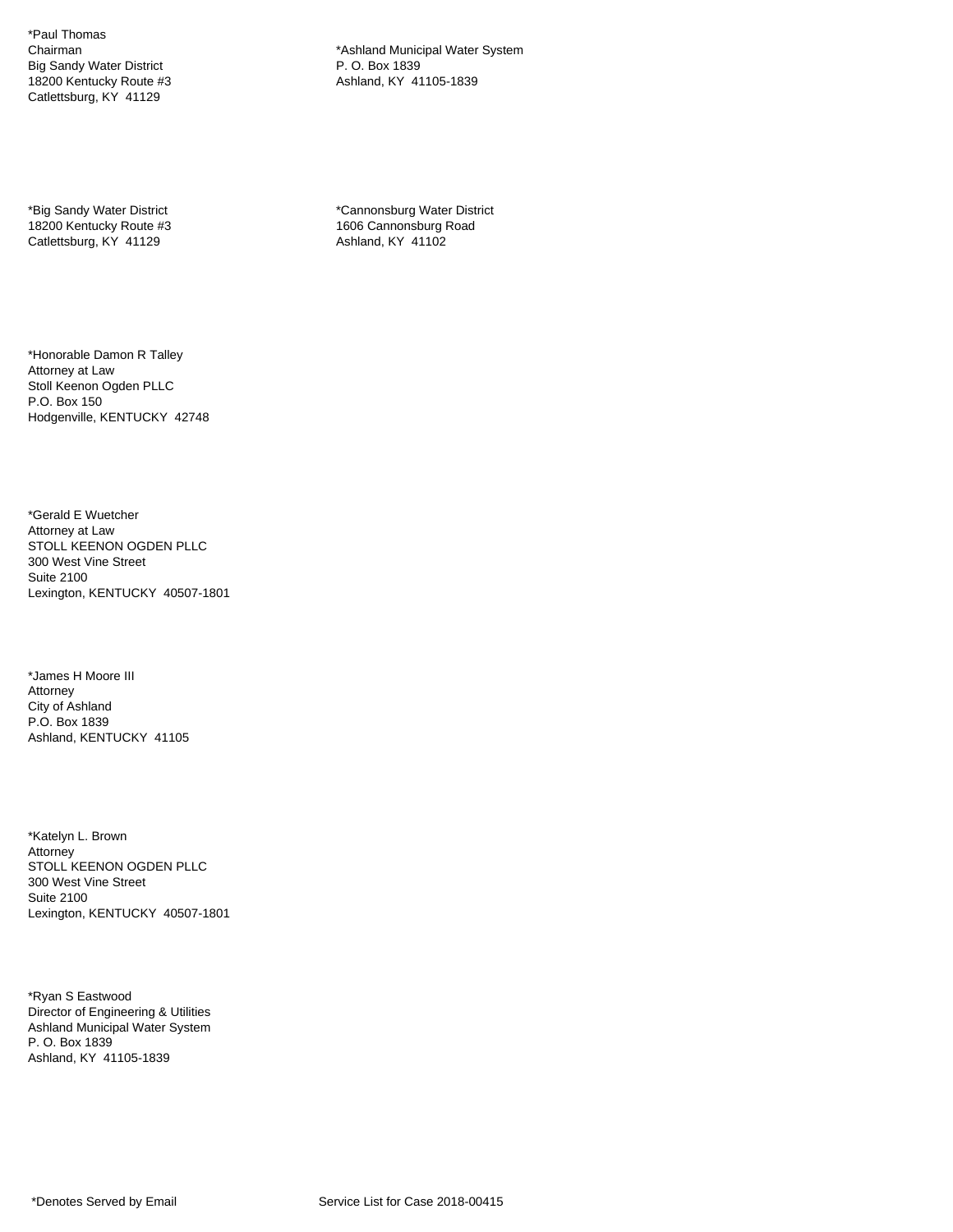*Paul Thomas
Chairman
Big Sandy Water District
18200 Kentucky Route #3
Catlettsburg, KY 41129

*Ashland Municipal Water System
P. O. Box 1839
Ashland, KY 41105-1839

*Big Sandy Water District
18200 Kentucky Route #3
Catlettsburg, KY 41129

*Cannonsburg Water District
1606 Cannonsburg Road
Ashland, KY 41102

*Honorable Damon R Talley
Attorney at Law
Stoll Keenon Ogden PLLC
P.O. Box 150
Hodgenville, KENTUCKY 42748

*Gerald E Wuetcher
Attorney at Law
STOLL KEENON OGDEN PLLC
300 West Vine Street
Suite 2100
Lexington, KENTUCKY 40507-1801

*James H Moore III
Attorney
City of Ashland
P.O. Box 1839
Ashland, KENTUCKY 41105

*Katelyn L. Brown
Attorney
STOLL KEENON OGDEN PLLC
300 West Vine Street
Suite 2100
Lexington, KENTUCKY 40507-1801

*Ryan S Eastwood
Director of Engineering & Utilities
Ashland Municipal Water System
P. O. Box 1839
Ashland, KY 41105-1839

*Denotes Served by Email

Service List for Case 2018-00415